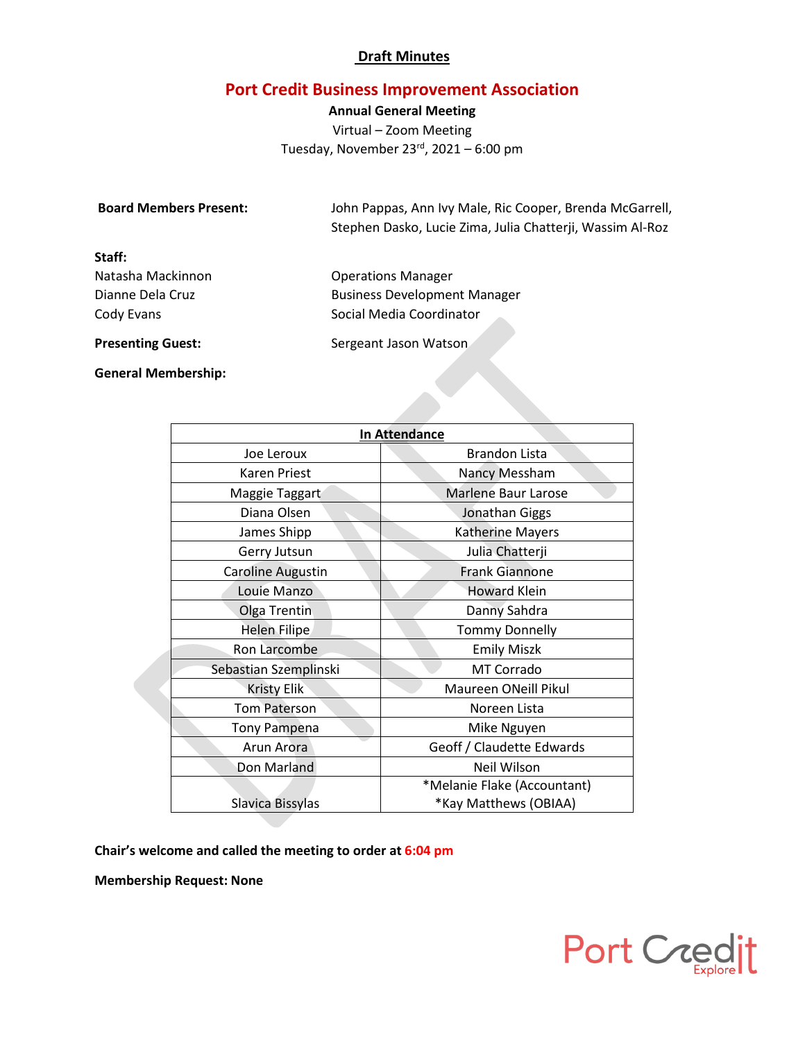# Draft Minutes

## Port Credit Business Improvement Association

**Annual General Meeting**

Virtual – Zoom Meeting

Tuesday, November 23rd, 2021 – 6:00 pm

**Board Members Present:** John Pappas, Ann Ivy Male, Ric Cooper, Brenda McGarrell, Stephen Dasko, Lucie Zima, Julia Chatterji, Wassim Al-Roz

**Staff:**

| | |
|---|---|
| Natasha Mackinnon | Operations Manager |
| Dianne Dela Cruz | Business Development Manager |
| Cody Evans | Social Media Coordinator |

**Presenting Guest:** Sergeant Jason Watson

**General Membership:**

| In Attendance | |
|---|---|
| Joe Leroux | Brandon Lista |
| Karen Priest | Nancy Messham |
| Maggie Taggart | Marlene Baur Larose |
| Diana Olsen | Jonathan Giggs |
| James Shipp | Katherine Mayers |
| Gerry Jutsun | Julia Chatterji |
| Caroline Augustin | Frank Giannone |
| Louie Manzo | Howard Klein |
| Olga Trentin | Danny Sahdra |
| Helen Filipe | Tommy Donnelly |
| Ron Larcombe | Emily Miszk |
| Sebastian Szemplinski | MT Corrado |
| Kristy Elik | Maureen ONeill Pikul |
| Tom Paterson | Noreen Lista |
| Tony Pampena | Mike Nguyen |
| Arun Arora | Geoff / Claudette Edwards |
| Don Marland | Neil Wilson |
| Slavica Bissylas | *Melanie Flake (Accountant) *Kay Matthews (OBIAA) |

**Chair's welcome and called the meeting to order at 6:04 pm**

**Membership Request: None**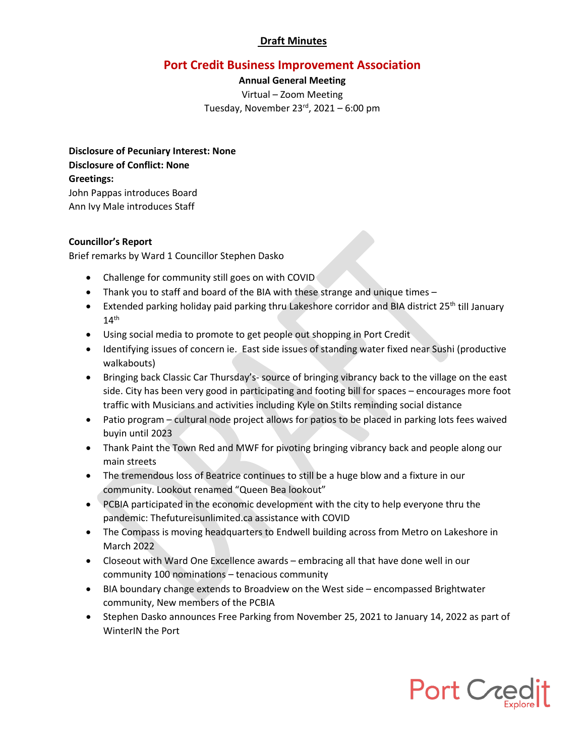**Draft Minutes**

# Port Credit Business Improvement Association

**Annual General Meeting**

Virtual – Zoom Meeting

Tuesday, November 23rd, 2021 – 6:00 pm

**Disclosure of Pecuniary Interest: None**

**Disclosure of Conflict: None**

**Greetings:**

John Pappas introduces Board

Ann Ivy Male introduces Staff

**Councillor's Report**

Brief remarks by Ward 1 Councillor Stephen Dasko

- Challenge for community still goes on with COVID
- Thank you to staff and board of the BIA with these strange and unique times –
- Extended parking holiday paid parking thru Lakeshore corridor and BIA district 25th till January 14th
- Using social media to promote to get people out shopping in Port Credit
- Identifying issues of concern ie. East side issues of standing water fixed near Sushi (productive walkabouts)
- Bringing back Classic Car Thursday's- source of bringing vibrancy back to the village on the east side. City has been very good in participating and footing bill for spaces – encourages more foot traffic with Musicians and activities including Kyle on Stilts reminding social distance
- Patio program – cultural node project allows for patios to be placed in parking lots fees waived buyin until 2023
- Thank Paint the Town Red and MWF for pivoting bringing vibrancy back and people along our main streets
- The tremendous loss of Beatrice continues to still be a huge blow and a fixture in our community. Lookout renamed "Queen Bea lookout"
- PCBIA participated in the economic development with the city to help everyone thru the pandemic: Thefutureisunlimited.ca assistance with COVID
- The Compass is moving headquarters to Endwell building across from Metro on Lakeshore in March 2022
- Closeout with Ward One Excellence awards – embracing all that have done well in our community 100 nominations – tenacious community
- BIA boundary change extends to Broadview on the West side – encompassed Brightwater community, New members of the PCBIA
- Stephen Dasko announces Free Parking from November 25, 2021 to January 14, 2022 as part of WinterIN the Port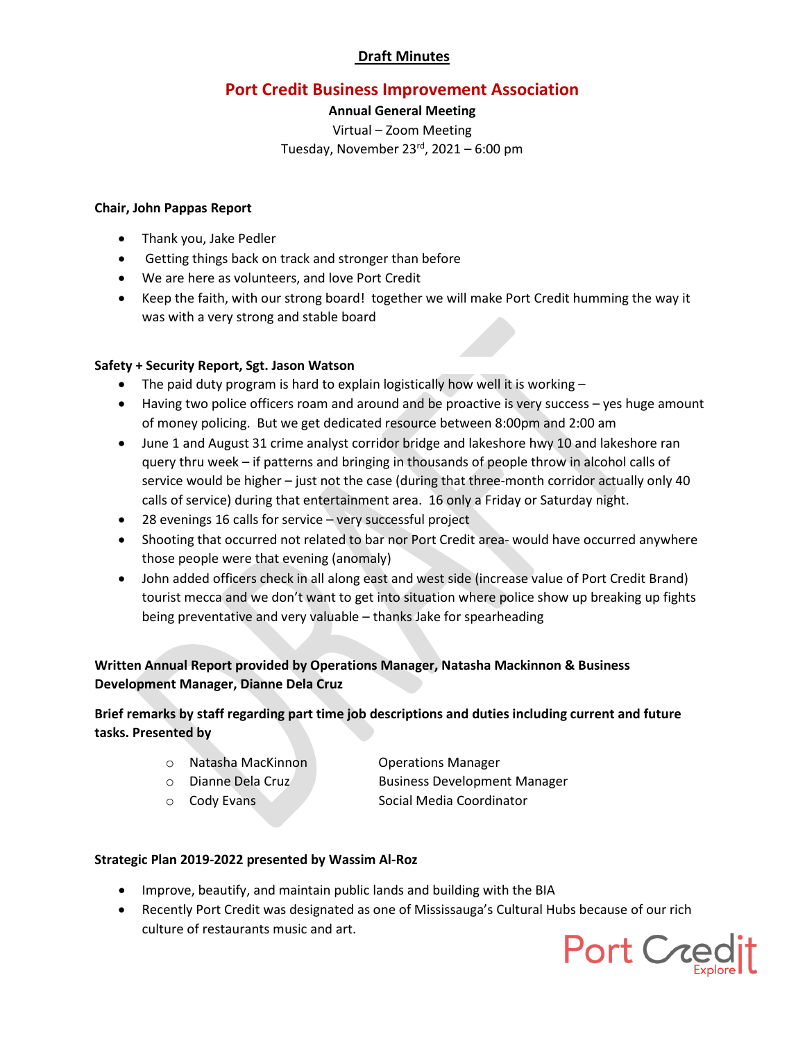**Draft Minutes**

## Port Credit Business Improvement Association

**Annual General Meeting**

Virtual – Zoom Meeting

Tuesday, November 23rd, 2021 – 6:00 pm

**Chair, John Pappas Report**

- Thank you, Jake Pedler
- Getting things back on track and stronger than before
- We are here as volunteers, and love Port Credit
- Keep the faith, with our strong board! together we will make Port Credit humming the way it was with a very strong and stable board

**Safety + Security Report, Sgt. Jason Watson**

- The paid duty program is hard to explain logistically how well it is working –
- Having two police officers roam and around and be proactive is very success – yes huge amount of money policing. But we get dedicated resource between 8:00pm and 2:00 am
- June 1 and August 31 crime analyst corridor bridge and lakeshore hwy 10 and lakeshore ran query thru week – if patterns and bringing in thousands of people throw in alcohol calls of service would be higher – just not the case (during that three-month corridor actually only 40 calls of service) during that entertainment area. 16 only a Friday or Saturday night.
- 28 evenings 16 calls for service – very successful project
- Shooting that occurred not related to bar nor Port Credit area- would have occurred anywhere those people were that evening (anomaly)
- John added officers check in all along east and west side (increase value of Port Credit Brand) tourist mecca and we don't want to get into situation where police show up breaking up fights being preventative and very valuable – thanks Jake for spearheading

**Written Annual Report provided by Operations Manager, Natasha Mackinnon & Business Development Manager, Dianne Dela Cruz**

**Brief remarks by staff regarding part time job descriptions and duties including current and future tasks. Presented by**

- Natasha MacKinnon — Operations Manager
- Dianne Dela Cruz — Business Development Manager
- Cody Evans — Social Media Coordinator

**Strategic Plan 2019-2022 presented by Wassim Al-Roz**

- Improve, beautify, and maintain public lands and building with the BIA
- Recently Port Credit was designated as one of Mississauga's Cultural Hubs because of our rich culture of restaurants music and art.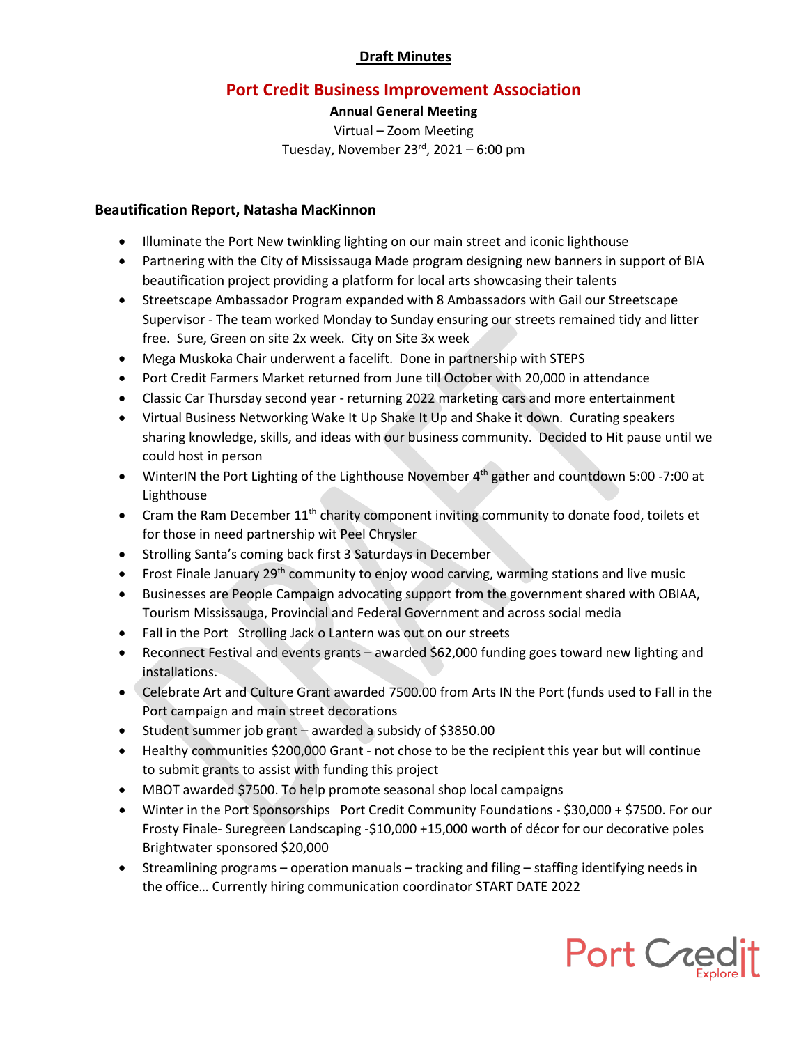**Draft Minutes**

# Port Credit Business Improvement Association

**Annual General Meeting**

Virtual – Zoom Meeting

Tuesday, November 23rd, 2021 – 6:00 pm

### Beautification Report, Natasha MacKinnon

- Illuminate the Port New twinkling lighting on our main street and iconic lighthouse
- Partnering with the City of Mississauga Made program designing new banners in support of BIA beautification project providing a platform for local arts showcasing their talents
- Streetscape Ambassador Program expanded with 8 Ambassadors with Gail our Streetscape Supervisor - The team worked Monday to Sunday ensuring our streets remained tidy and litter free. Sure, Green on site 2x week. City on Site 3x week
- Mega Muskoka Chair underwent a facelift. Done in partnership with STEPS
- Port Credit Farmers Market returned from June till October with 20,000 in attendance
- Classic Car Thursday second year - returning 2022 marketing cars and more entertainment
- Virtual Business Networking Wake It Up Shake It Up and Shake it down. Curating speakers sharing knowledge, skills, and ideas with our business community. Decided to Hit pause until we could host in person
- WinterIN the Port Lighting of the Lighthouse November 4th gather and countdown 5:00 -7:00 at Lighthouse
- Cram the Ram December 11th charity component inviting community to donate food, toilets et for those in need partnership wit Peel Chrysler
- Strolling Santa's coming back first 3 Saturdays in December
- Frost Finale January 29th community to enjoy wood carving, warming stations and live music
- Businesses are People Campaign advocating support from the government shared with OBIAA, Tourism Mississauga, Provincial and Federal Government and across social media
- Fall in the Port Strolling Jack o Lantern was out on our streets
- Reconnect Festival and events grants – awarded $62,000 funding goes toward new lighting and installations.
- Celebrate Art and Culture Grant awarded 7500.00 from Arts IN the Port (funds used to Fall in the Port campaign and main street decorations
- Student summer job grant – awarded a subsidy of $3850.00
- Healthy communities $200,000 Grant - not chose to be the recipient this year but will continue to submit grants to assist with funding this project
- MBOT awarded $7500. To help promote seasonal shop local campaigns
- Winter in the Port Sponsorships Port Credit Community Foundations - $30,000 + $7500. For our Frosty Finale- Suregreen Landscaping -$10,000 +15,000 worth of décor for our decorative poles Brightwater sponsored $20,000
- Streamlining programs – operation manuals – tracking and filing – staffing identifying needs in the office… Currently hiring communication coordinator START DATE 2022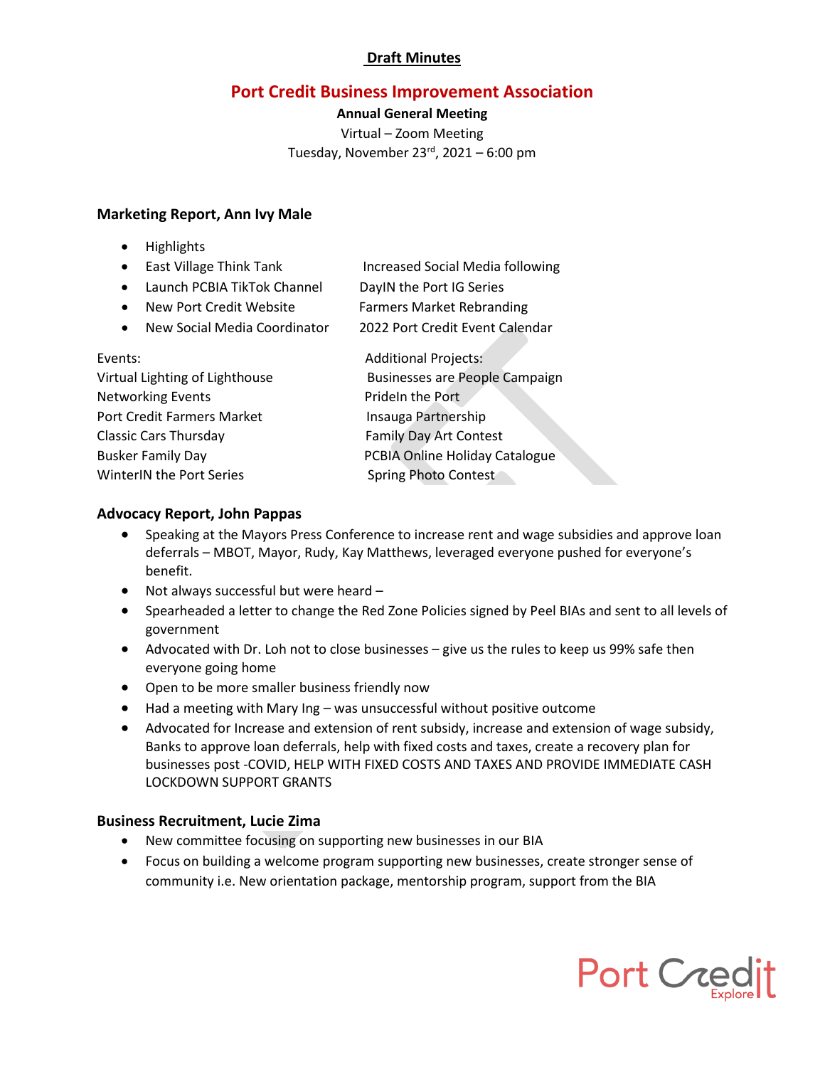**Draft Minutes**

## Port Credit Business Improvement Association

**Annual General Meeting**

Virtual – Zoom Meeting

Tuesday, November 23rd, 2021 – 6:00 pm

### Marketing Report, Ann Ivy Male

- Highlights
- East Village Think Tank
- Launch PCBIA TikTok Channel
- New Port Credit Website
- New Social Media Coordinator

Increased Social Media following
DayIN the Port IG Series
Farmers Market Rebranding
2022 Port Credit Event Calendar

Events:
Virtual Lighting of Lighthouse
Networking Events
Port Credit Farmers Market
Classic Cars Thursday
Busker Family Day
WinterIN the Port Series

Additional Projects:
Businesses are People Campaign
PrideIn the Port
Insauga Partnership
Family Day Art Contest
PCBIA Online Holiday Catalogue
Spring Photo Contest

### Advocacy Report, John Pappas

- Speaking at the Mayors Press Conference to increase rent and wage subsidies and approve loan deferrals – MBOT, Mayor, Rudy, Kay Matthews, leveraged everyone pushed for everyone's benefit.
- Not always successful but were heard –
- Spearheaded a letter to change the Red Zone Policies signed by Peel BIAs and sent to all levels of government
- Advocated with Dr. Loh not to close businesses – give us the rules to keep us 99% safe then everyone going home
- Open to be more smaller business friendly now
- Had a meeting with Mary Ing – was unsuccessful without positive outcome
- Advocated for Increase and extension of rent subsidy, increase and extension of wage subsidy, Banks to approve loan deferrals, help with fixed costs and taxes, create a recovery plan for businesses post -COVID, HELP WITH FIXED COSTS AND TAXES AND PROVIDE IMMEDIATE CASH LOCKDOWN SUPPORT GRANTS

### Business Recruitment, Lucie Zima

- New committee focusing on supporting new businesses in our BIA
- Focus on building a welcome program supporting new businesses, create stronger sense of community i.e. New orientation package, mentorship program, support from the BIA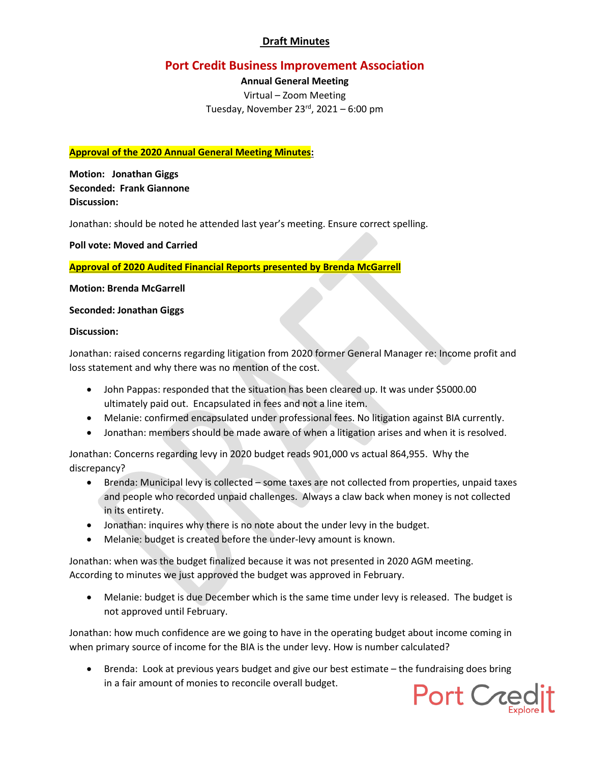**Draft Minutes**

# Port Credit Business Improvement Association

**Annual General Meeting**

Virtual – Zoom Meeting

Tuesday, November 23rd, 2021 – 6:00 pm

**Approval of the 2020 Annual General Meeting Minutes:**

**Motion: Jonathan Giggs**
**Seconded: Frank Giannone**
**Discussion:**

Jonathan: should be noted he attended last year's meeting. Ensure correct spelling.

**Poll vote: Moved and Carried**

**Approval of 2020 Audited Financial Reports presented by Brenda McGarrell**

**Motion: Brenda McGarrell**

**Seconded: Jonathan Giggs**

**Discussion:**

Jonathan: raised concerns regarding litigation from 2020 former General Manager re: Income profit and loss statement and why there was no mention of the cost.

- John Pappas: responded that the situation has been cleared up. It was under $5000.00 ultimately paid out. Encapsulated in fees and not a line item.
- Melanie: confirmed encapsulated under professional fees. No litigation against BIA currently.
- Jonathan: members should be made aware of when a litigation arises and when it is resolved.

Jonathan: Concerns regarding levy in 2020 budget reads 901,000 vs actual 864,955. Why the discrepancy?

- Brenda: Municipal levy is collected – some taxes are not collected from properties, unpaid taxes and people who recorded unpaid challenges. Always a claw back when money is not collected in its entirety.
- Jonathan: inquires why there is no note about the under levy in the budget.
- Melanie: budget is created before the under-levy amount is known.

Jonathan: when was the budget finalized because it was not presented in 2020 AGM meeting. According to minutes we just approved the budget was approved in February.

- Melanie: budget is due December which is the same time under levy is released. The budget is not approved until February.

Jonathan: how much confidence are we going to have in the operating budget about income coming in when primary source of income for the BIA is the under levy. How is number calculated?

- Brenda: Look at previous years budget and give our best estimate – the fundraising does bring in a fair amount of monies to reconcile overall budget.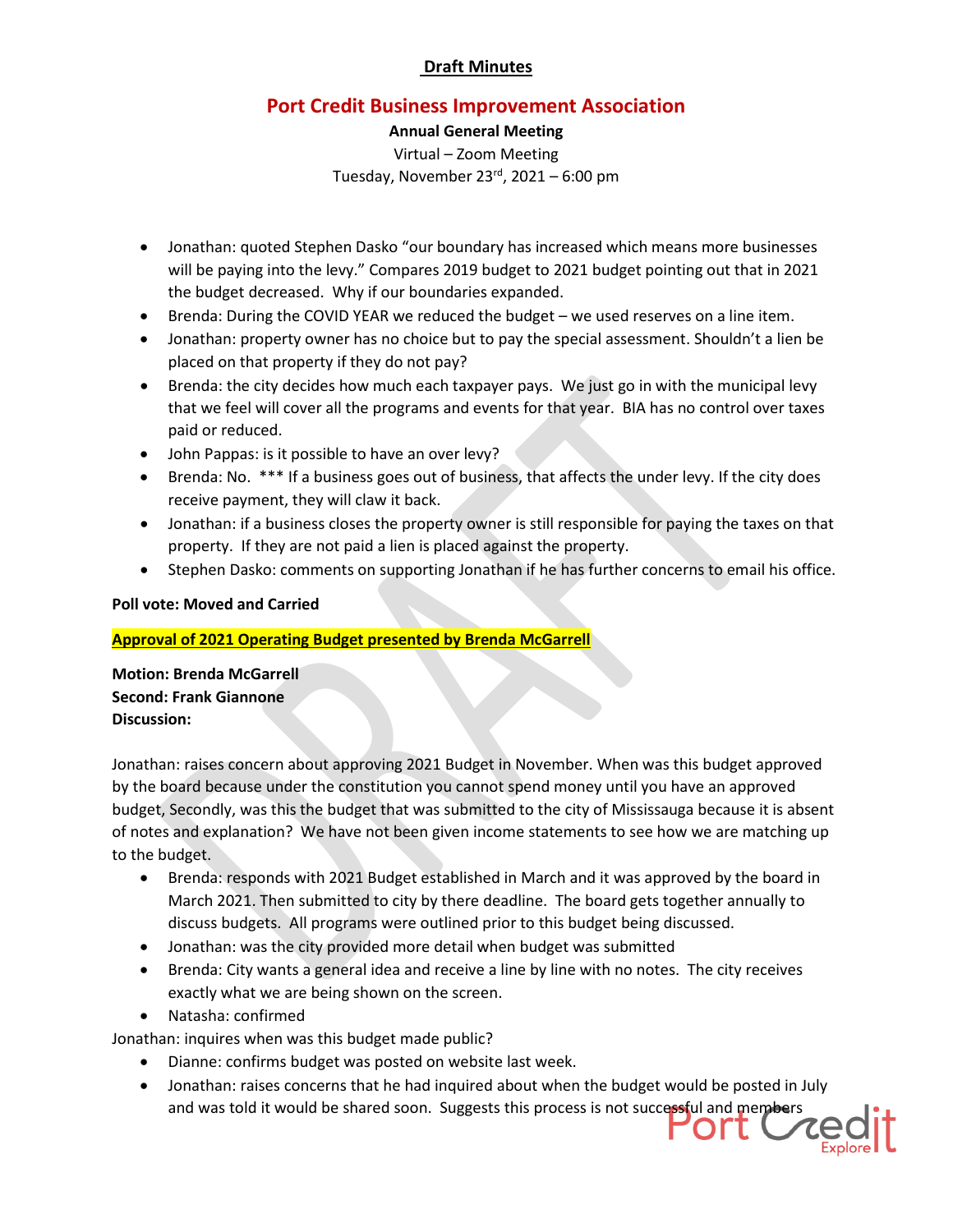**Draft Minutes**

## Port Credit Business Improvement Association

**Annual General Meeting**

Virtual – Zoom Meeting

Tuesday, November 23rd, 2021 – 6:00 pm

- Jonathan: quoted Stephen Dasko "our boundary has increased which means more businesses will be paying into the levy." Compares 2019 budget to 2021 budget pointing out that in 2021 the budget decreased. Why if our boundaries expanded.
- Brenda: During the COVID YEAR we reduced the budget – we used reserves on a line item.
- Jonathan: property owner has no choice but to pay the special assessment. Shouldn't a lien be placed on that property if they do not pay?
- Brenda: the city decides how much each taxpayer pays. We just go in with the municipal levy that we feel will cover all the programs and events for that year. BIA has no control over taxes paid or reduced.
- John Pappas: is it possible to have an over levy?
- Brenda: No. *** If a business goes out of business, that affects the under levy. If the city does receive payment, they will claw it back.
- Jonathan: if a business closes the property owner is still responsible for paying the taxes on that property. If they are not paid a lien is placed against the property.
- Stephen Dasko: comments on supporting Jonathan if he has further concerns to email his office.

**Poll vote: Moved and Carried**

**Approval of 2021 Operating Budget presented by Brenda McGarrell**

**Motion: Brenda McGarrell**
**Second: Frank Giannone**
**Discussion:**

Jonathan: raises concern about approving 2021 Budget in November. When was this budget approved by the board because under the constitution you cannot spend money until you have an approved budget, Secondly, was this the budget that was submitted to the city of Mississauga because it is absent of notes and explanation? We have not been given income statements to see how we are matching up to the budget.

- Brenda: responds with 2021 Budget established in March and it was approved by the board in March 2021. Then submitted to city by there deadline. The board gets together annually to discuss budgets. All programs were outlined prior to this budget being discussed.
- Jonathan: was the city provided more detail when budget was submitted
- Brenda: City wants a general idea and receive a line by line with no notes. The city receives exactly what we are being shown on the screen.
- Natasha: confirmed

Jonathan: inquires when was this budget made public?

- Dianne: confirms budget was posted on website last week.
- Jonathan: raises concerns that he had inquired about when the budget would be posted in July and was told it would be shared soon. Suggests this process is not successful and members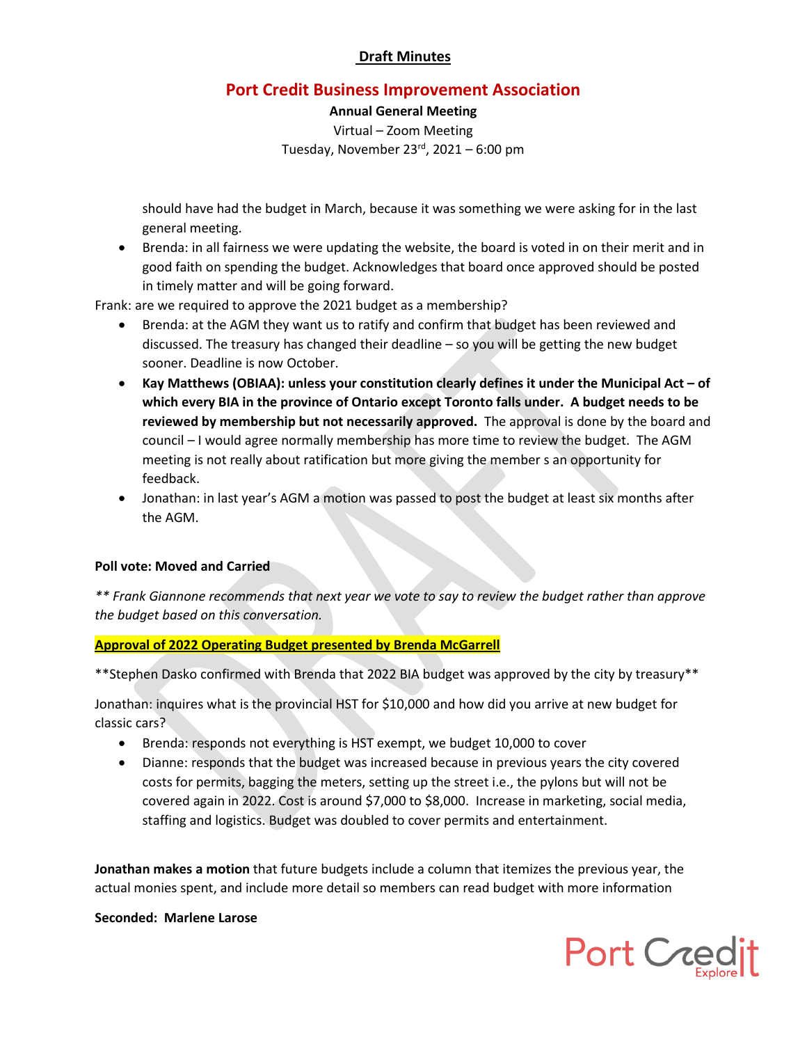should have had the budget in March, because it was something we were asking for in the last general meeting.

- Brenda: in all fairness we were updating the website, the board is voted in on their merit and in good faith on spending the budget. Acknowledges that board once approved should be posted in timely matter and will be going forward.

Frank: are we required to approve the 2021 budget as a membership?

- Brenda: at the AGM they want us to ratify and confirm that budget has been reviewed and discussed. The treasury has changed their deadline – so you will be getting the new budget sooner. Deadline is now October.
- **Kay Matthews (OBIAA): unless your constitution clearly defines it under the Municipal Act – of which every BIA in the province of Ontario except Toronto falls under. A budget needs to be reviewed by membership but not necessarily approved.** The approval is done by the board and council – I would agree normally membership has more time to review the budget. The AGM meeting is not really about ratification but more giving the member s an opportunity for feedback.
- Jonathan: in last year's AGM a motion was passed to post the budget at least six months after the AGM.

**Poll vote: Moved and Carried**

*** Frank Giannone recommends that next year we vote to say to review the budget rather than approve the budget based on this conversation.*

**Approval of 2022 Operating Budget presented by Brenda McGarrell**

**Stephen Dasko confirmed with Brenda that 2022 BIA budget was approved by the city by treasury**

Jonathan: inquires what is the provincial HST for $10,000 and how did you arrive at new budget for classic cars?

- Brenda: responds not everything is HST exempt, we budget 10,000 to cover
- Dianne: responds that the budget was increased because in previous years the city covered costs for permits, bagging the meters, setting up the street i.e., the pylons but will not be covered again in 2022. Cost is around $7,000 to $8,000. Increase in marketing, social media, staffing and logistics. Budget was doubled to cover permits and entertainment.

**Jonathan makes a motion** that future budgets include a column that itemizes the previous year, the actual monies spent, and include more detail so members can read budget with more information

**Seconded: Marlene Larose**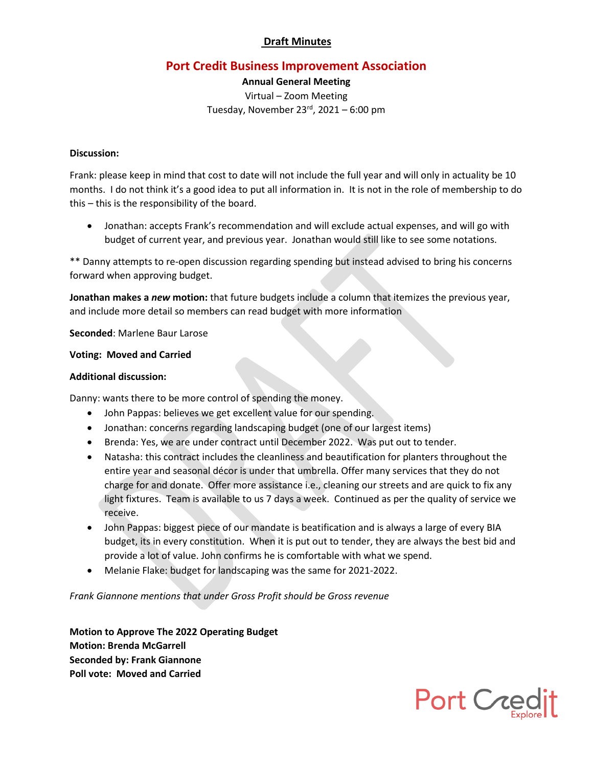**Draft Minutes**

## Port Credit Business Improvement Association

**Annual General Meeting**

Virtual – Zoom Meeting

Tuesday, November 23rd, 2021 – 6:00 pm

**Discussion:**

Frank: please keep in mind that cost to date will not include the full year and will only in actuality be 10 months. I do not think it's a good idea to put all information in. It is not in the role of membership to do this – this is the responsibility of the board.

- Jonathan: accepts Frank's recommendation and will exclude actual expenses, and will go with budget of current year, and previous year. Jonathan would still like to see some notations.

** Danny attempts to re-open discussion regarding spending but instead advised to bring his concerns forward when approving budget.

**Jonathan makes a *new* motion:** that future budgets include a column that itemizes the previous year, and include more detail so members can read budget with more information

**Seconded**: Marlene Baur Larose

**Voting: Moved and Carried**

**Additional discussion:**

Danny: wants there to be more control of spending the money.

- John Pappas: believes we get excellent value for our spending.
- Jonathan: concerns regarding landscaping budget (one of our largest items)
- Brenda: Yes, we are under contract until December 2022. Was put out to tender.
- Natasha: this contract includes the cleanliness and beautification for planters throughout the entire year and seasonal décor is under that umbrella. Offer many services that they do not charge for and donate. Offer more assistance i.e., cleaning our streets and are quick to fix any light fixtures. Team is available to us 7 days a week. Continued as per the quality of service we receive.
- John Pappas: biggest piece of our mandate is beatification and is always a large of every BIA budget, its in every constitution. When it is put out to tender, they are always the best bid and provide a lot of value. John confirms he is comfortable with what we spend.
- Melanie Flake: budget for landscaping was the same for 2021-2022.

*Frank Giannone mentions that under Gross Profit should be Gross revenue*

**Motion to Approve The 2022 Operating Budget**
**Motion: Brenda McGarrell**
**Seconded by: Frank Giannone**
**Poll vote: Moved and Carried**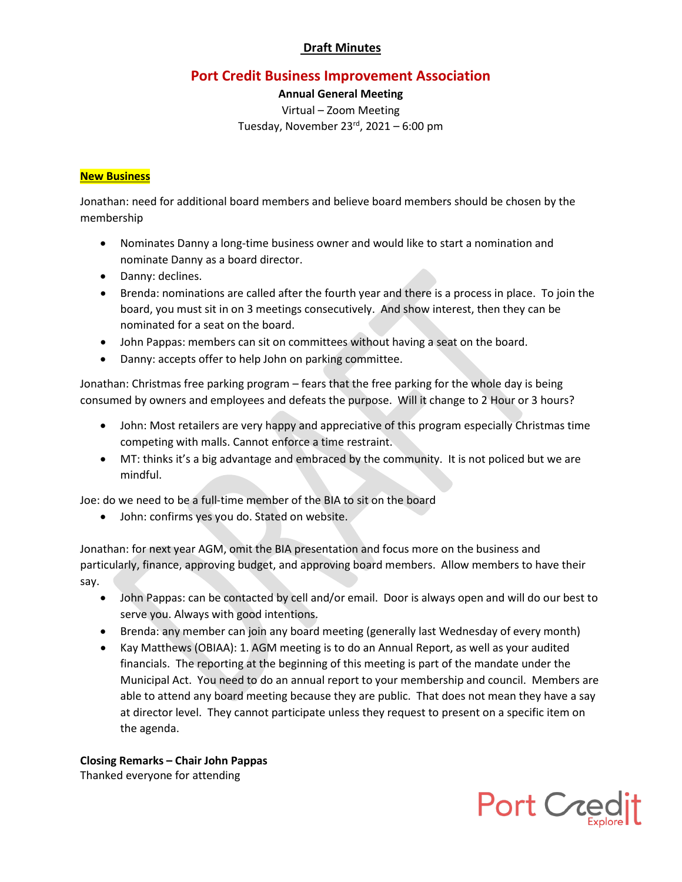**Draft Minutes**

## Port Credit Business Improvement Association

**Annual General Meeting**

Virtual – Zoom Meeting

Tuesday, November 23rd, 2021 – 6:00 pm

**New Business**

Jonathan: need for additional board members and believe board members should be chosen by the membership

- Nominates Danny a long-time business owner and would like to start a nomination and nominate Danny as a board director.
- Danny: declines.
- Brenda: nominations are called after the fourth year and there is a process in place. To join the board, you must sit in on 3 meetings consecutively. And show interest, then they can be nominated for a seat on the board.
- John Pappas: members can sit on committees without having a seat on the board.
- Danny: accepts offer to help John on parking committee.

Jonathan: Christmas free parking program – fears that the free parking for the whole day is being consumed by owners and employees and defeats the purpose. Will it change to 2 Hour or 3 hours?

- John: Most retailers are very happy and appreciative of this program especially Christmas time competing with malls. Cannot enforce a time restraint.
- MT: thinks it's a big advantage and embraced by the community. It is not policed but we are mindful.

Joe: do we need to be a full-time member of the BIA to sit on the board

- John: confirms yes you do. Stated on website.

Jonathan: for next year AGM, omit the BIA presentation and focus more on the business and particularly, finance, approving budget, and approving board members. Allow members to have their say.

- John Pappas: can be contacted by cell and/or email. Door is always open and will do our best to serve you. Always with good intentions.
- Brenda: any member can join any board meeting (generally last Wednesday of every month)
- Kay Matthews (OBIAA): 1. AGM meeting is to do an Annual Report, as well as your audited financials. The reporting at the beginning of this meeting is part of the mandate under the Municipal Act. You need to do an annual report to your membership and council. Members are able to attend any board meeting because they are public. That does not mean they have a say at director level. They cannot participate unless they request to present on a specific item on the agenda.

**Closing Remarks – Chair John Pappas**

Thanked everyone for attending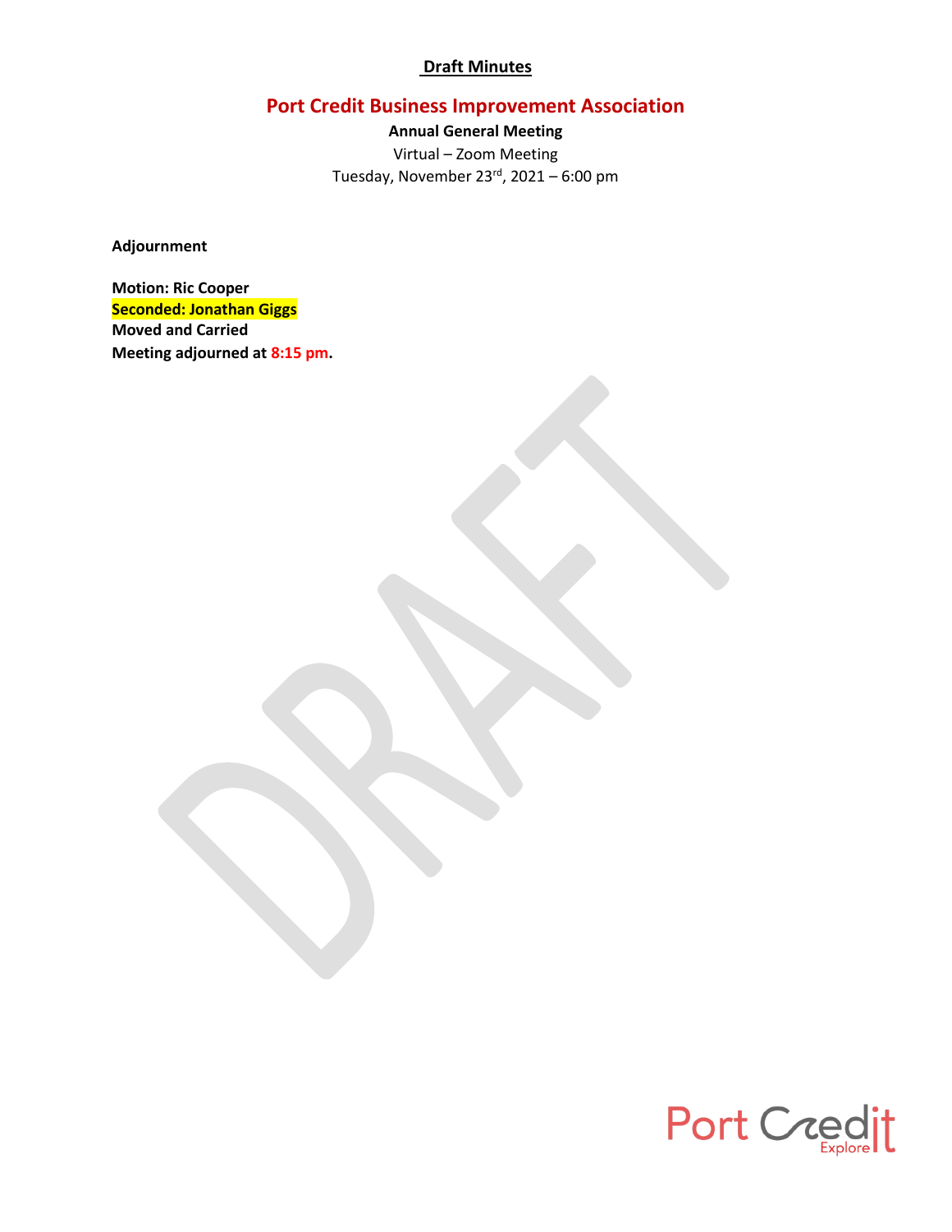**Draft Minutes**

## Port Credit Business Improvement Association

**Annual General Meeting**

Virtual – Zoom Meeting

Tuesday, November 23rd, 2021 – 6:00 pm

**Adjournment**

**Motion: Ric Cooper**
**Seconded: Jonathan Giggs**
**Moved and Carried**
**Meeting adjourned at 8:15 pm.**